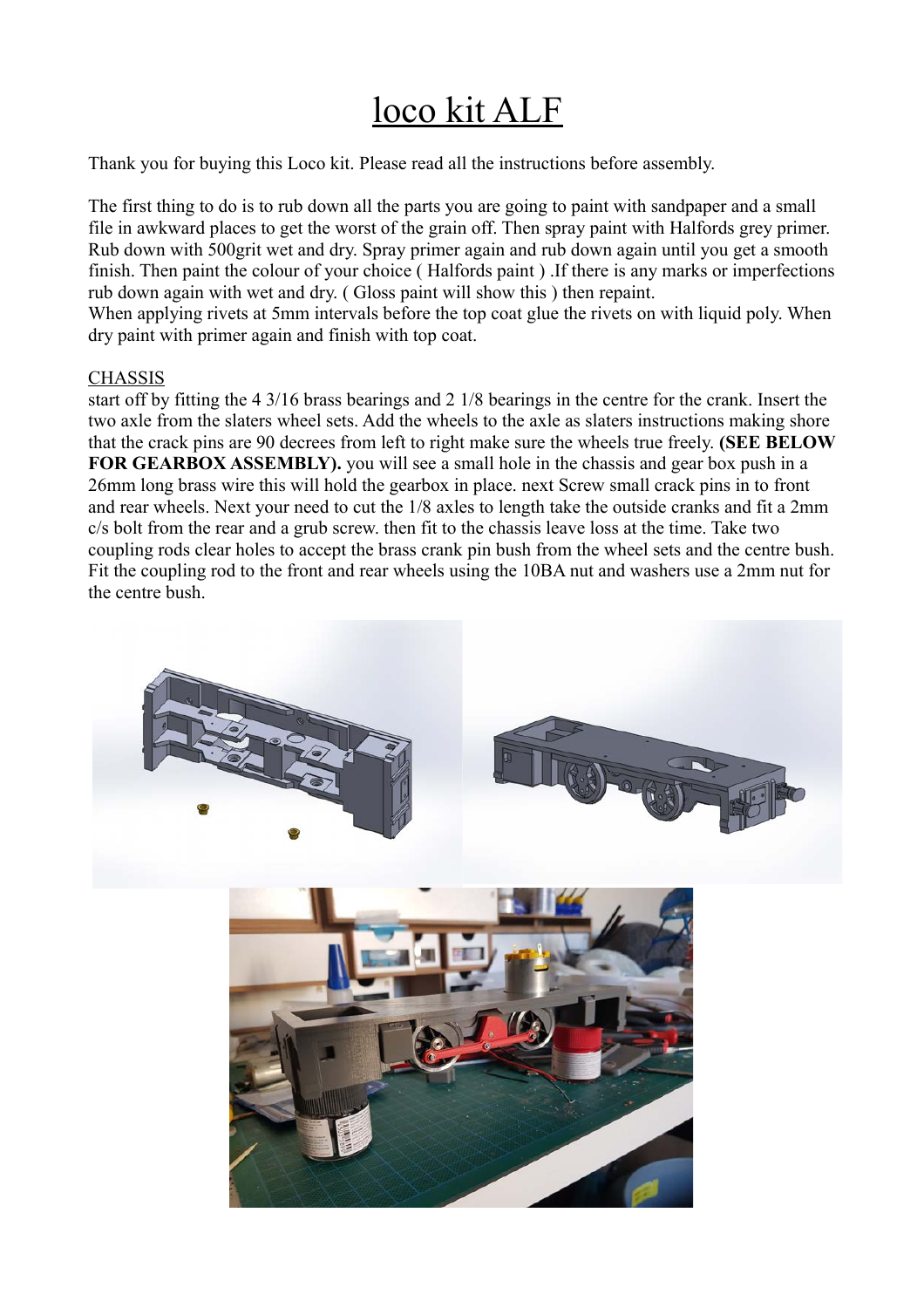# loco kit ALF

Thank you for buying this Loco kit. Please read all the instructions before assembly.

The first thing to do is to rub down all the parts you are going to paint with sandpaper and a small file in awkward places to get the worst of the grain off. Then spray paint with Halfords grey primer. Rub down with 500grit wet and dry. Spray primer again and rub down again until you get a smooth finish. Then paint the colour of your choice ( Halfords paint ) .If there is any marks or imperfections rub down again with wet and dry. ( Gloss paint will show this ) then repaint.
When applying rivets at 5mm intervals before the top coat glue the rivets on with liquid poly. When dry paint with primer again and finish with top coat.

## CHASSIS

start off by fitting the 4 3/16 brass bearings and 2 1/8 bearings in the centre for the crank. Insert the two axle from the slaters wheel sets. Add the wheels to the axle as slaters instructions making shore that the crack pins are 90 decrees from left to right make sure the wheels true freely. **(SEE BELOW FOR GEARBOX ASSEMBLY).** you will see a small hole in the chassis and gear box push in a 26mm long brass wire this will hold the gearbox in place. next Screw small crack pins in to front and rear wheels. Next your need to cut the 1/8 axles to length take the outside cranks and fit a 2mm c/s bolt from the rear and a grub screw. then fit to the chassis leave loss at the time. Take two coupling rods clear holes to accept the brass crank pin bush from the wheel sets and the centre bush. Fit the coupling rod to the front and rear wheels using the 10BA nut and washers use a 2mm nut for the centre bush.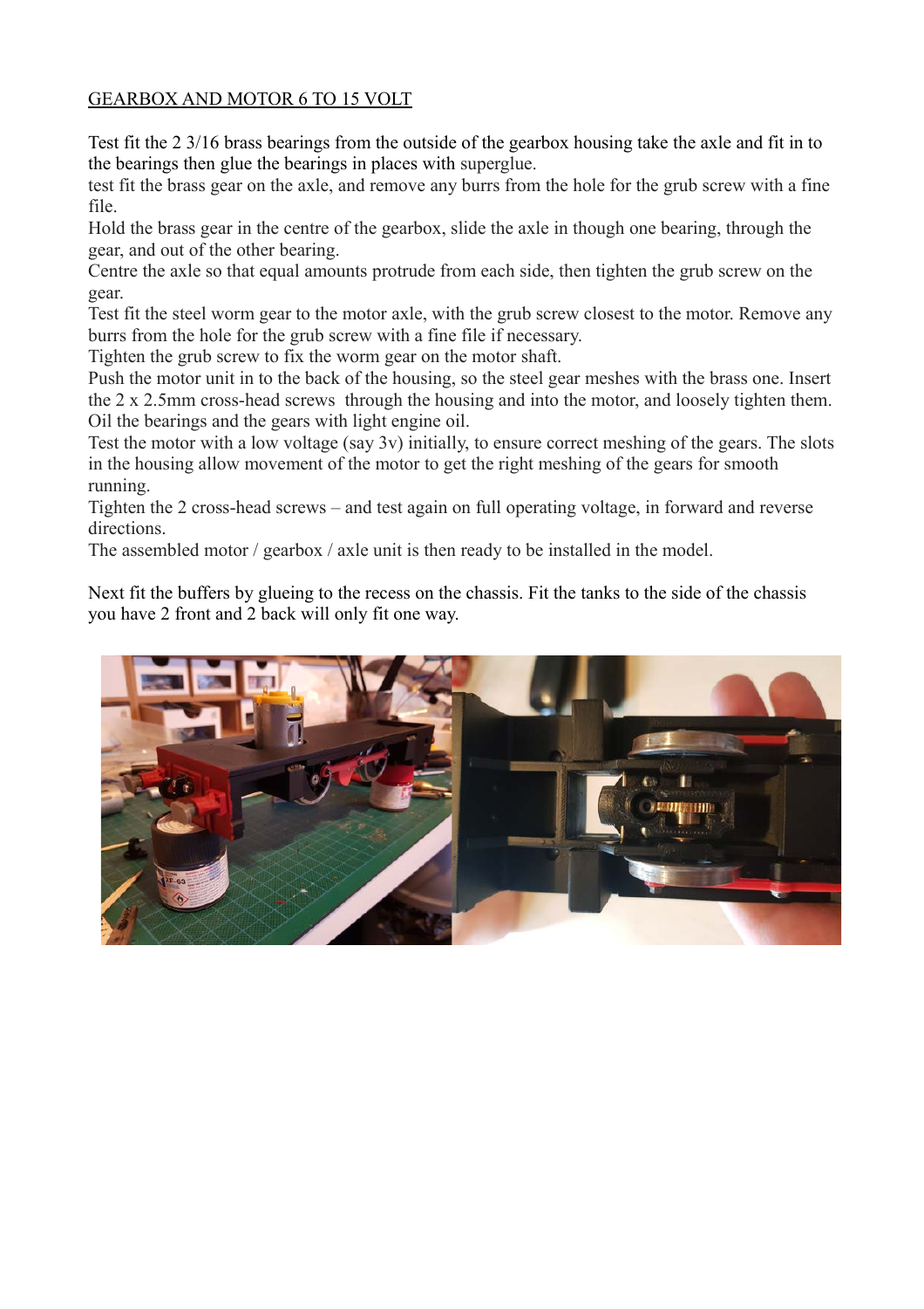# GEARBOX AND MOTOR 6 TO 15 VOLT

Test fit the 2 3/16 brass bearings from the outside of the gearbox housing take the axle and fit in to the bearings then glue the bearings in places with superglue.
test fit the brass gear on the axle, and remove any burrs from the hole for the grub screw with a fine file.
Hold the brass gear in the centre of the gearbox, slide the axle in though one bearing, through the gear, and out of the other bearing.
Centre the axle so that equal amounts protrude from each side, then tighten the grub screw on the gear.
Test fit the steel worm gear to the motor axle, with the grub screw closest to the motor. Remove any burrs from the hole for the grub screw with a fine file if necessary.
Tighten the grub screw to fix the worm gear on the motor shaft.
Push the motor unit in to the back of the housing, so the steel gear meshes with the brass one. Insert the 2 x 2.5mm cross-head screws through the housing and into the motor, and loosely tighten them.
Oil the bearings and the gears with light engine oil.
Test the motor with a low voltage (say 3v) initially, to ensure correct meshing of the gears. The slots in the housing allow movement of the motor to get the right meshing of the gears for smooth running.
Tighten the 2 cross-head screws – and test again on full operating voltage, in forward and reverse directions.
The assembled motor / gearbox / axle unit is then ready to be installed in the model.

Next fit the buffers by glueing to the recess on the chassis. Fit the tanks to the side of the chassis you have 2 front and 2 back will only fit one way.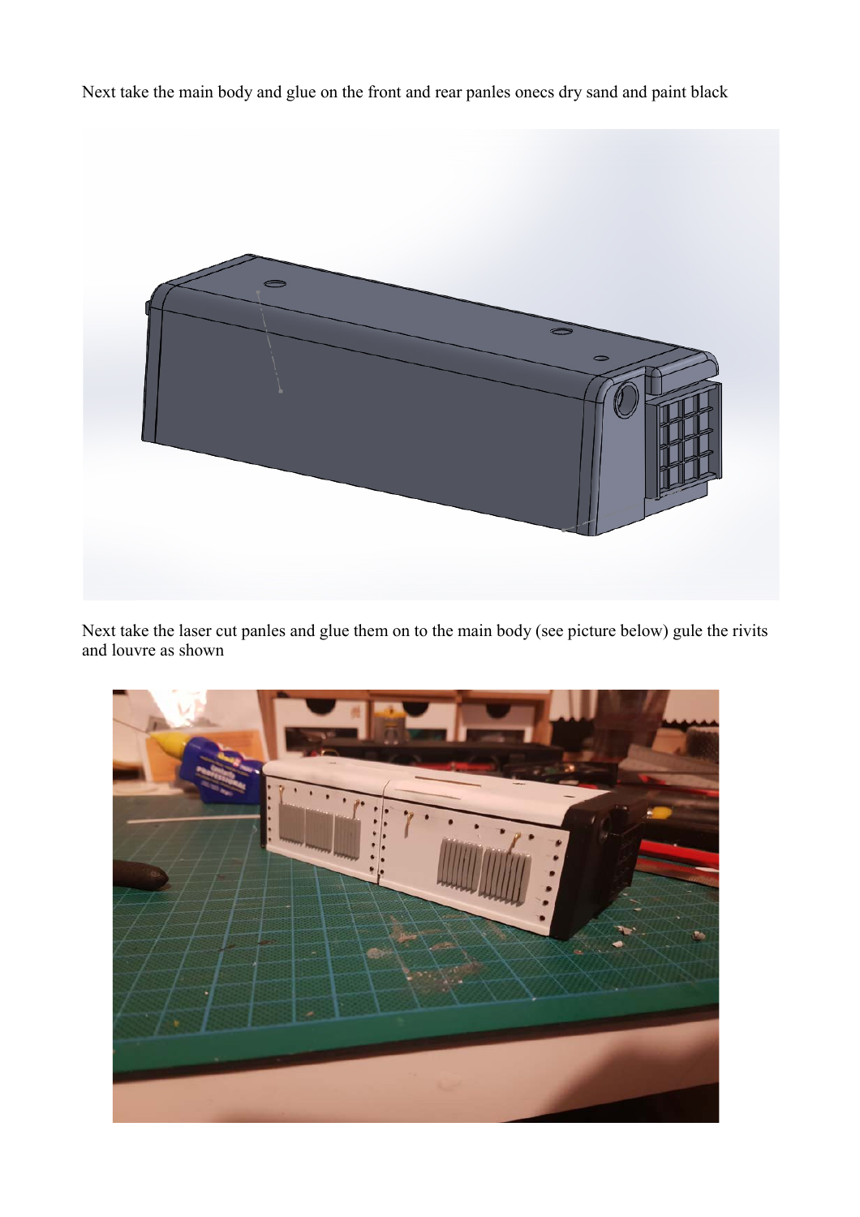Next take the main body and glue on the front and rear panles onecs dry sand and paint black

Next take the laser cut panles and glue them on to the main body (see picture below) gule the rivits and louvre as shown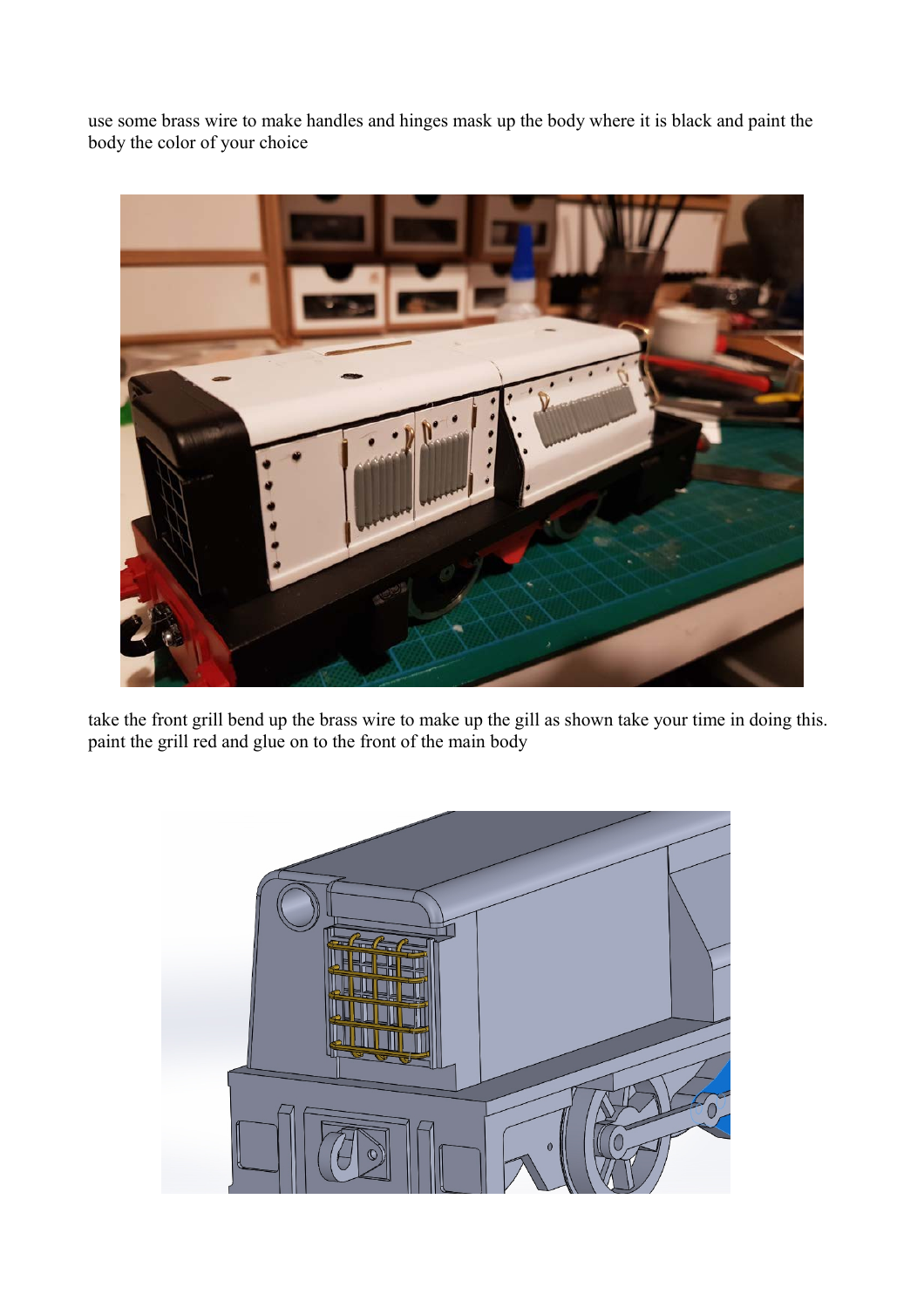use some brass wire to make handles and hinges mask up the body where it is black and paint the body the color of your choice

take the front grill bend up the brass wire to make up the gill as shown take your time in doing this. paint the grill red and glue on to the front of the main body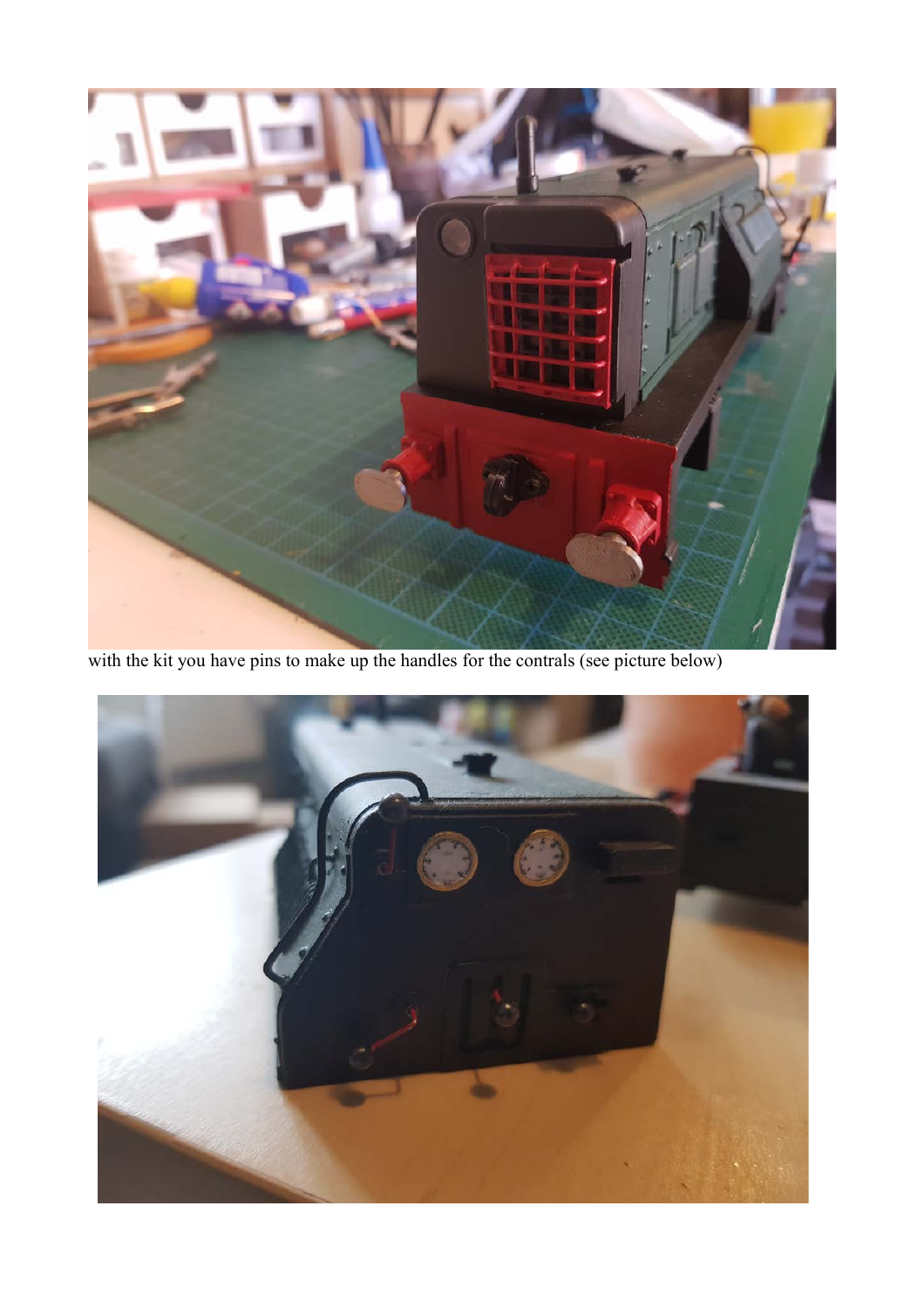with the kit you have pins to make up the handles for the contrals (see picture below)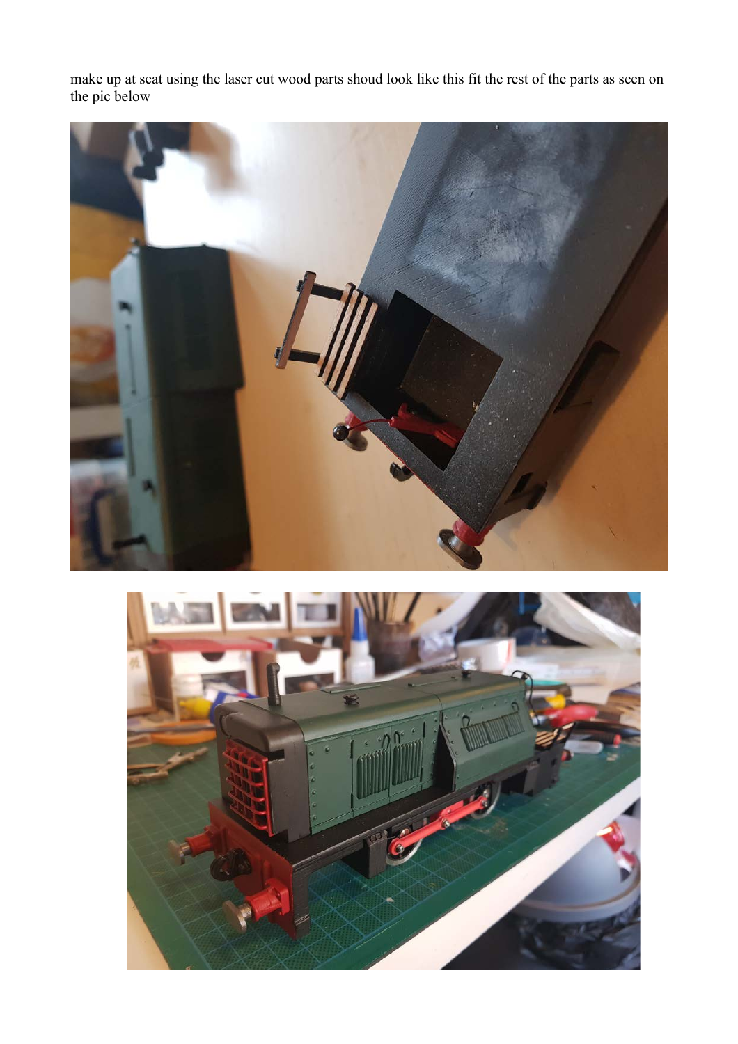make up at seat using the laser cut wood parts shoud look like this fit the rest of the parts as seen on the pic below